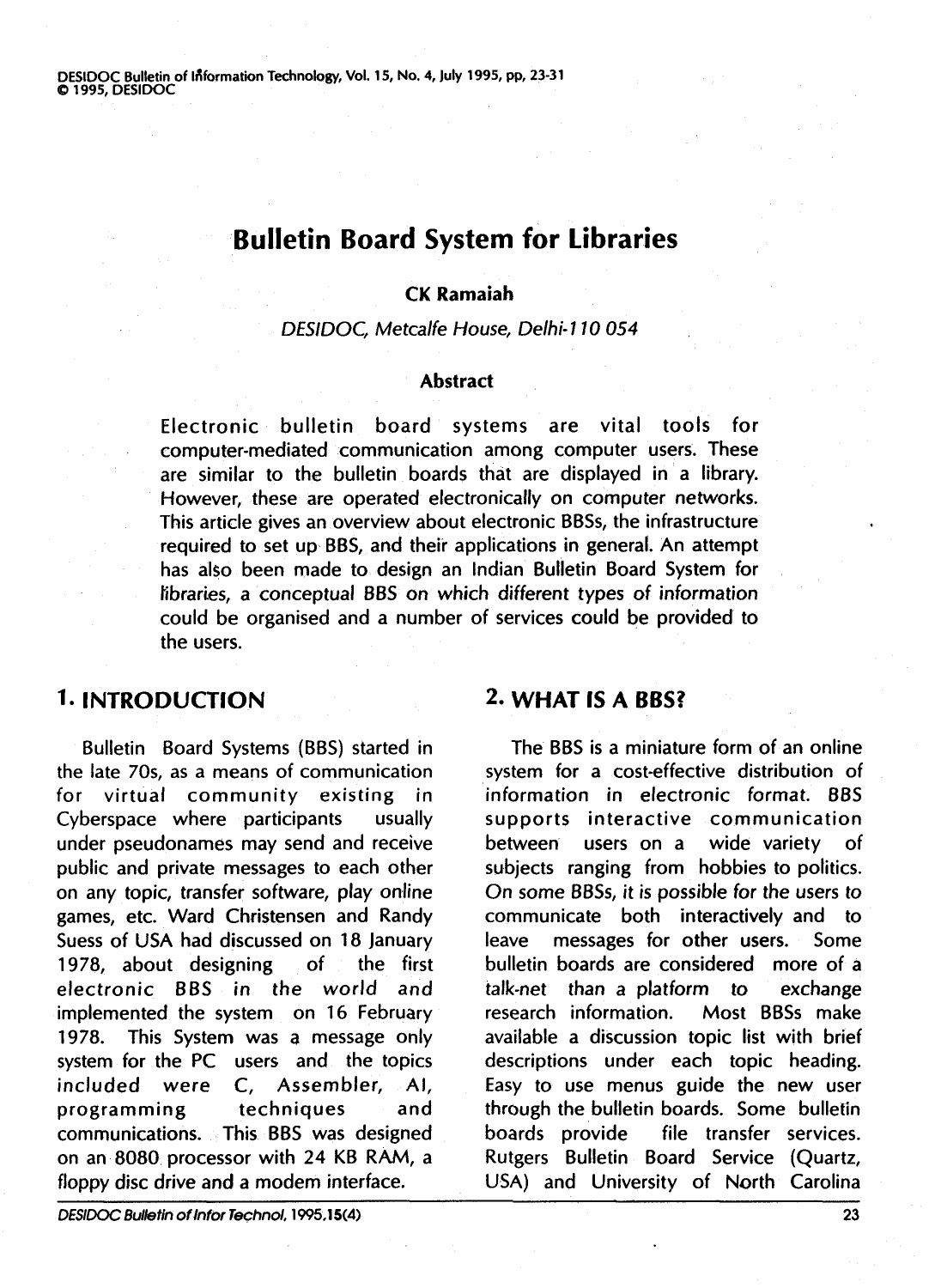# Bulletin Board System for Libraries

**CK Ramaiah**

*DESIDOC, Metcalfe House, Delhi-110 054*

### Abstract

Electronic bulletin board systems are vital tools for computer-mediated communication among computer users. These are similar to the bulletin boards that are displayed in a library. However, these are operated electronically on computer networks. This article gives an overview about electronic BBSs, the infrastructure required to set up BBS, and their applications in general. An attempt has also been made to design an Indian Bulletin Board System for libraries, a conceptual BBS on which different types of information could be organised and a number of services could be provided to the users.

## 1. INTRODUCTION

Bulletin Board Systems (BBS) started in the late 70s, as a means of communication for virtual community existing in Cyberspace where participants usually under pseudonames may send and receive public and private messages to each other on any topic, transfer software, play online games, etc. Ward Christensen and Randy Suess of USA had discussed on 18 January 1978, about designing of the first electronic BBS in the world and implemented the system on 16 February 1978. This System was a message only system for the PC users and the topics included were C, Assembler, AI, programming techniques and communications. This BBS was designed on an 8080 processor with 24 KB RAM, a floppy disc drive and a modem interface.

## 2. WHAT IS A BBS?

The BBS is a miniature form of an online system for a cost-effective distribution of information in electronic format. BBS supports interactive communication between users on a wide variety of subjects ranging from hobbies to politics. *On some BBSs, it is possible for the users to* communicate both interactively and to leave messages for other users. Some bulletin boards are considered more of a talk-net than a platform to exchange research information. Most BBSs make available a discussion topic list with brief descriptions under each topic heading. Easy to use menus guide the new user through the bulletin boards. Some bulletin boards provide file transfer services. Rutgers Bulletin Board Service (Quartz, USA) and University of North Carolina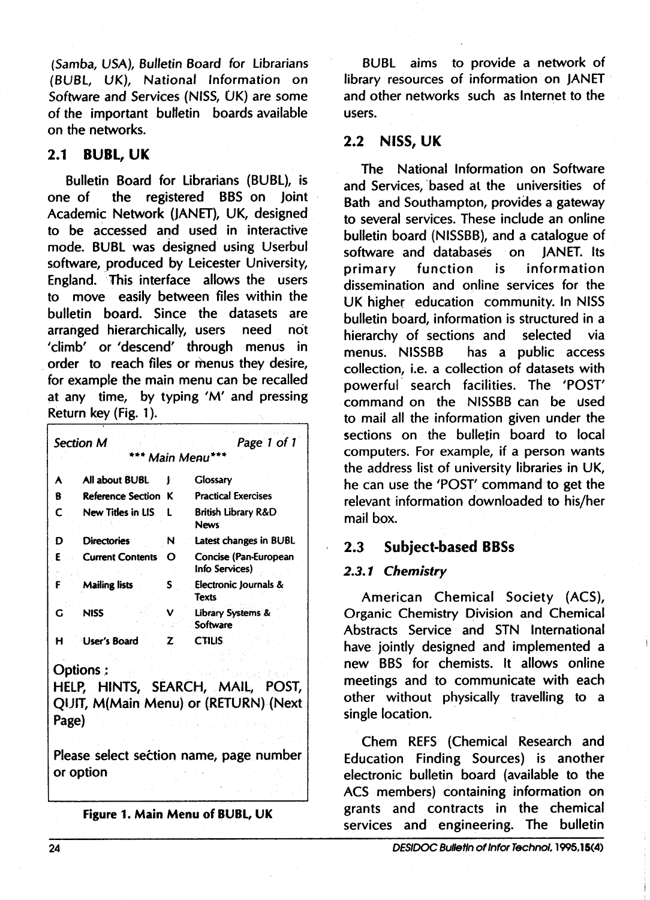(Samba, USA), Bulletin Board for Librarians (BUBL, UK), National Information on Software and Services (NISS, UK) are some of the important bulletin boards available on the networks.

## 2.1 BUBL, UK

Bulletin Board for Librarians (BUBL), is one of the registered BBS on Joint Academic Network (JANET), UK, designed to be accessed and used in interactive mode. BUBL was designed using Userbul software, produced by Leicester University, England. This interface allows the users to move easily between files within the bulletin board. Since the datasets are arranged hierarchically, users need not 'climb' or 'descend' through menus in order to reach files or menus they desire, for example the main menu can be recalled at any time, by typing 'M' and pressing Return key (Fig. 1).

*Section M* — *Page 1 of 1*

\*\*\* *Main Menu*\*\*\*

| | | | |
|---|---|---|---|
| A | All about BUBL | J | Glossary |
| B | Reference Section | K | Practical Exercises |
| C | New Titles in LIS | L | British Library R&D News |
| D | Directories | N | Latest changes in BUBL |
| E | Current Contents | O | Concise (Pan-European Info Services) |
| F | Mailing lists | S | Electronic Journals & Texts |
| G | NISS | V | Library Systems & Software |
| H | User's Board | Z | CTILIS |

Options :
HELP, HINTS, SEARCH, MAIL, POST, QUIT, M(Main Menu) or (RETURN) (Next Page)

Please select section name, page number or option

**Figure 1. Main Menu of BUBL, UK**

BUBL aims to provide a network of library resources of information on JANET and other networks such as Internet to the users.

## 2.2 NISS, UK

The National Information on Software and Services, based at the universities of Bath and Southampton, provides a gateway to several services. These include an online bulletin board (NISSBB), and a catalogue of software and databases on JANET. Its primary function is information dissemination and online services for the UK higher education community. In NISS bulletin board, information is structured in a hierarchy of sections and selected via menus. NISSBB has a public access collection, i.e. a collection of datasets with powerful search facilities. The 'POST' command on the NISSBB can be used to mail all the information given under the sections on the bulletin board to local computers. For example, if a person wants the address list of university libraries in UK, he can use the 'POST' command to get the relevant information downloaded to his/her mail box.

## 2.3 Subject-based BBSs

### *2.3.1 Chemistry*

American Chemical Society (ACS), Organic Chemistry Division and Chemical Abstracts Service and STN International have jointly designed and implemented a new BBS for chemists. It allows online meetings and to communicate with each other without physically travelling to a single location.

Chem REFS (Chemical Research and Education Finding Sources) is another electronic bulletin board (available to the ACS members) containing information on grants and contracts in the chemical services and engineering. The bulletin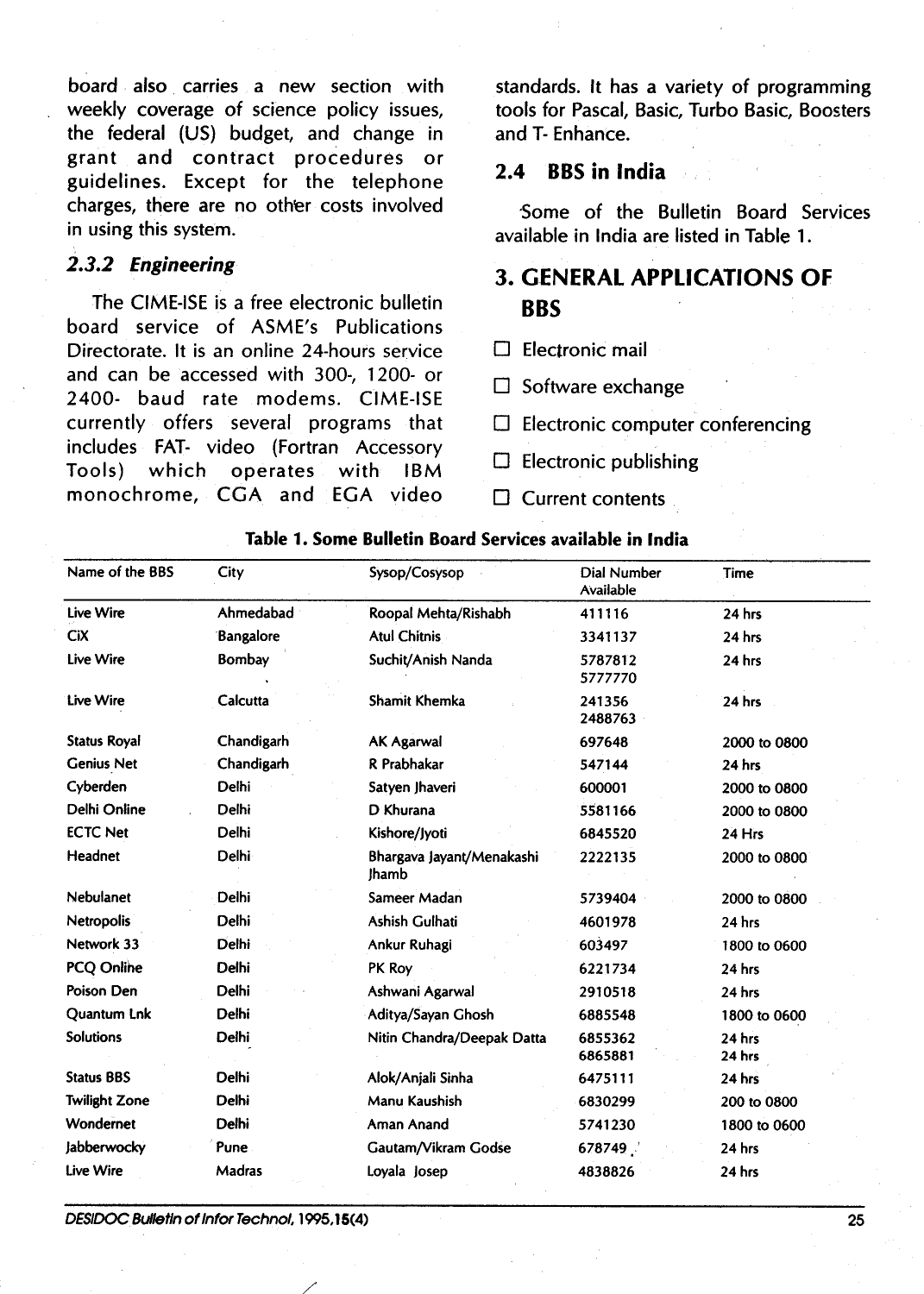board also carries a new section with weekly coverage of science policy issues, the federal (US) budget, and change in grant and contract procedures or guidelines. Except for the telephone charges, there are no other costs involved in using this system.

### *2.3.2 Engineering*

The CIME-ISE is a free electronic bulletin board service of ASME's Publications Directorate. It is an online 24-hours service and can be accessed with 300-, 1200- or 2400- baud rate modems. CIME-ISE currently offers several programs that includes FAT- video (Fortran Accessory Tools) which operates with IBM monochrome, CGA and EGA video standards. It has a variety of programming tools for Pascal, Basic, Turbo Basic, Boosters and T- Enhance.

### 2.4 BBS in India

Some of the Bulletin Board Services available in India are listed in Table 1.

## 3. GENERAL APPLICATIONS OF BBS

- Electronic mail
- Software exchange
- Electronic computer conferencing
- Electronic publishing
- Current contents

**Table 1. Some Bulletin Board Services available in India**

| Name of the BBS | City | Sysop/Cosysop | Dial Number Available | Time |
|---|---|---|---|---|
| Live Wire | Ahmedabad | Roopal Mehta/Rishabh | 411116 | 24 hrs |
| CiX | Bangalore | Atul Chitnis | 3341137 | 24 hrs |
| Live Wire | Bombay | Suchit/Anish Nanda | 5787812<br>5777770 | 24 hrs |
| Live Wire | Calcutta | Shamit Khemka | 241356<br>2488763 | 24 hrs |
| Status Royal | Chandigarh | AK Agarwal | 697648 | 2000 to 0800 |
| Genius Net | Chandigarh | R Prabhakar | 547144 | 24 hrs |
| Cyberden | Delhi | Satyen Jhaveri | 600001 | 2000 to 0800 |
| Delhi Online | Delhi | D Khurana | 5581166 | 2000 to 0800 |
| ECTC Net | Delhi | Kishore/Jyoti | 6845520 | 24 Hrs |
| Headnet | Delhi | Bhargava Jayant/Menakashi Jhamb | 2222135 | 2000 to 0800 |
| Nebulanet | Delhi | Sameer Madan | 5739404 | 2000 to 0800 |
| Netropolis | Delhi | Ashish Gulhati | 4601978 | 24 hrs |
| Network 33 | Delhi | Ankur Ruhagi | 603497 | 1800 to 0600 |
| PCQ Online | Delhi | PK Roy | 6221734 | 24 hrs |
| Poison Den | Delhi | Ashwani Agarwal | 2910518 | 24 hrs |
| Quantum Lnk | Delhi | Aditya/Sayan Ghosh | 6885548 | 1800 to 0600 |
| Solutions | Delhi | Nitin Chandra/Deepak Datta | 6855362<br>6865881 | 24 hrs<br>24 hrs |
| Status BBS | Delhi | Alok/Anjali Sinha | 6475111 | 24 hrs |
| Twilight Zone | Delhi | Manu Kaushish | 6830299 | 200 to 0800 |
| Wondernet | Delhi | Aman Anand | 5741230 | 1800 to 0600 |
| Jabberwocky | Pune | Gautam/Vikram Godse | 678749 | 24 hrs |
| Live Wire | Madras | Loyala Josep | 4838826 | 24 hrs |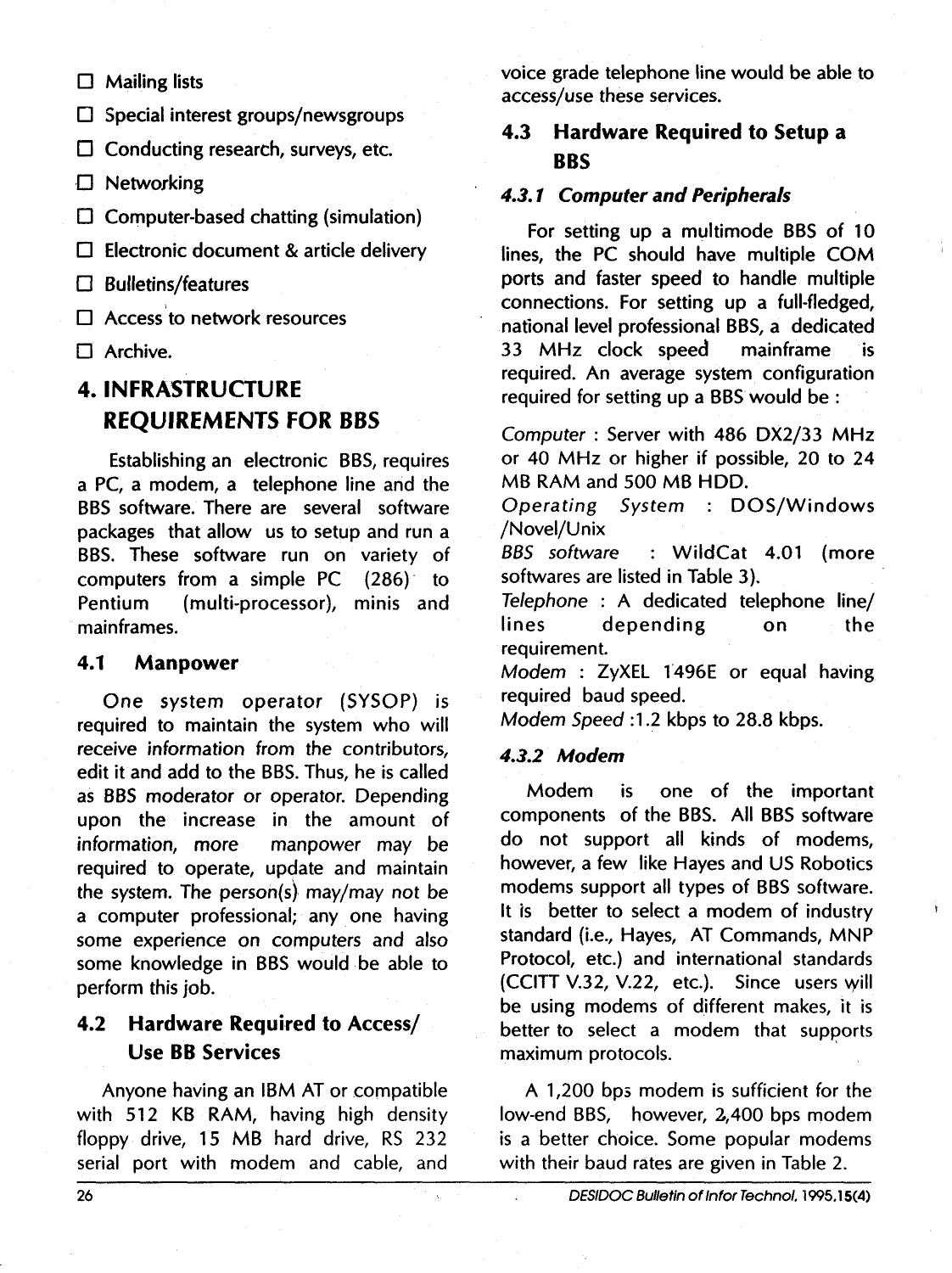- Mailing lists
- Special interest groups/newsgroups
- Conducting research, surveys, etc.
- Networking
- Computer-based chatting (simulation)
- Electronic document & article delivery
- Bulletins/features
- Access to network resources
- Archive.

## 4. INFRASTRUCTURE REQUIREMENTS FOR BBS

Establishing an electronic BBS, requires a PC, a modem, a telephone line and the BBS software. There are several software packages that allow us to setup and run a BBS. These software run on variety of computers from a simple PC (286) to Pentium (multi-processor), minis and mainframes.

### 4.1 Manpower

One system operator (SYSOP) is required to maintain the system who will receive information from the contributors, edit it and add to the BBS. Thus, he is called as BBS moderator or operator. Depending upon the increase in the amount of information, more manpower may be required to operate, update and maintain the system. The person(s) may/may not be a computer professional; any one having some experience on computers and also some knowledge in BBS would be able to perform this job.

### 4.2 Hardware Required to Access/Use BB Services

Anyone having an IBM AT or compatible with 512 KB RAM, having high density floppy drive, 15 MB hard drive, RS 232 serial port with modem and cable, and voice grade telephone line would be able to access/use these services.

### 4.3 Hardware Required to Setup a BBS

#### *4.3.1 Computer and Peripherals*

For setting up a multimode BBS of 10 lines, the PC should have multiple COM ports and faster speed to handle multiple connections. For setting up a full-fledged, national level professional BBS, a dedicated 33 MHz clock speed mainframe is required. An average system configuration required for setting up a BBS would be :

*Computer* : Server with 486 DX2/33 MHz or 40 MHz or higher if possible, 20 to 24 MB RAM and 500 MB HDD.
*Operating System* : DOS/Windows /Novel/Unix
*BBS software* : WildCat 4.01 (more softwares are listed in Table 3).
*Telephone* : A dedicated telephone line/lines depending on the requirement.
*Modem* : ZyXEL 1496E or equal having required baud speed.
*Modem Speed* :1.2 kbps to 28.8 kbps.

#### *4.3.2 Modem*

Modem is one of the important components of the BBS. All BBS software do not support all kinds of modems, however, a few like Hayes and US Robotics modems support all types of BBS software. It is better to select a modem of industry standard (i.e., Hayes, AT Commands, MNP Protocol, etc.) and international standards (CCITT V.32, V.22, etc.). Since users will be using modems of different makes, it is better to select a modem that supports maximum protocols.

A 1,200 bps modem is sufficient for the low-end BBS, however, 2,400 bps modem is a better choice. Some popular modems with their baud rates are given in Table 2.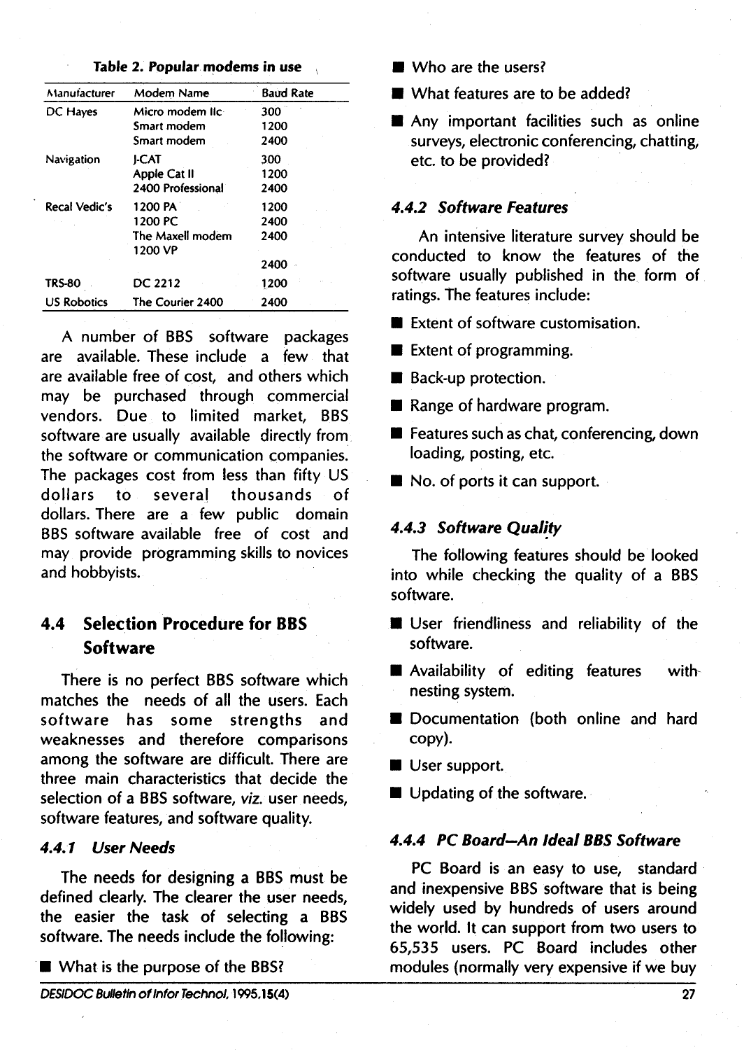**Table 2. Popular modems in use**

| Manufacturer | Modem Name | Baud Rate |
|---|---|---|
| DC Hayes | Micro modem IIc | 300 |
| | Smart modem | 1200 |
| | Smart modem | 2400 |
| Navigation | J-CAT | 300 |
| | Apple Cat II | 1200 |
| | 2400 Professional | 2400 |
| Recal Vedic's | 1200 PA | 1200 |
| | 1200 PC | 2400 |
| | The Maxell modem | 2400 |
| | 1200 VP | |
| | | 2400 |
| TRS-80 | DC 2212 | 1200 |
| US Robotics | The Courier 2400 | 2400 |

A number of BBS software packages are available. These include a few that are available free of cost, and others which may be purchased through commercial vendors. Due to limited market, BBS software are usually available directly from the software or communication companies. The packages cost from less than fifty US dollars to several thousands of dollars. There are a few public domain BBS software available free of cost and may provide programming skills to novices and hobbyists.

## 4.4 Selection Procedure for BBS Software

There is no perfect BBS software which matches the needs of all the users. Each software has some strengths and weaknesses and therefore comparisons among the software are difficult. There are three main characteristics that decide the selection of a BBS software, *viz.* user needs, software features, and software quality.

### *4.4.1 User Needs*

The needs for designing a BBS must be defined clearly. The clearer the user needs, the easier the task of selecting a BBS software. The needs include the following:

- What is the purpose of the BBS?
- Who are the users?
- What features are to be added?
- Any important facilities such as online surveys, electronic conferencing, chatting, etc. to be provided?

### *4.4.2 Software Features*

An intensive literature survey should be conducted to know the features of the software usually published in the form of ratings. The features include:

- Extent of software customisation.
- Extent of programming.
- Back-up protection.
- Range of hardware program.
- Features such as chat, conferencing, down loading, posting, etc.
- No. of ports it can support.

### *4.4.3 Software Quality*

The following features should be looked into while checking the quality of a BBS software.

- User friendliness and reliability of the software.
- Availability of editing features with-nesting system.
- Documentation (both online and hard copy).
- User support.
- Updating of the software.

### *4.4.4 PC Board—An Ideal BBS Software*

PC Board is an easy to use, standard and inexpensive BBS software that is being widely used by hundreds of users around the world. It can support from two users to 65,535 users. PC Board includes other modules (normally very expensive if we buy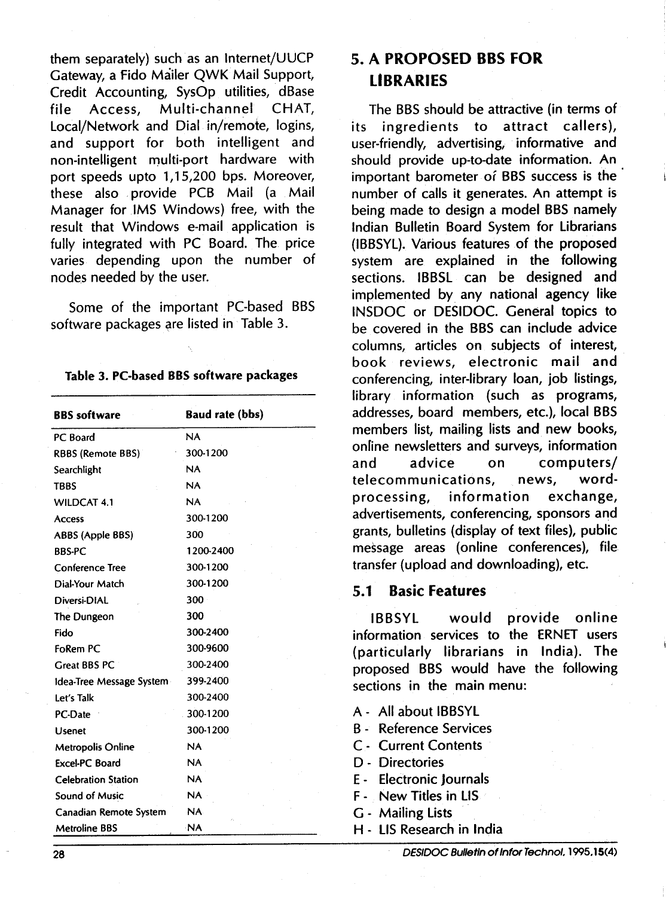them separately) such as an Internet/UUCP Gateway, a Fido Mailer QWK Mail Support, Credit Accounting, SysOp utilities, dBase file Access, Multi-channel CHAT, Local/Network and Dial in/remote, logins, and support for both intelligent and non-intelligent multi-port hardware with port speeds upto 1,15,200 bps. Moreover, these also provide PCB Mail (a Mail Manager for IMS Windows) free, with the result that Windows e-mail application is fully integrated with PC Board. The price varies depending upon the number of nodes needed by the user.

Some of the important PC-based BBS software packages are listed in Table 3.

**Table 3. PC-based BBS software packages**

| BBS software | Baud rate (bbs) |
|---|---|
| PC Board | NA |
| RBBS (Remote BBS) | 300-1200 |
| Searchlight | NA |
| TBBS | NA |
| WILDCAT 4.1 | NA |
| Access | 300-1200 |
| ABBS (Apple BBS) | 300 |
| BBS-PC | 1200-2400 |
| Conference Tree | 300-1200 |
| Dial-Your Match | 300-1200 |
| Diversi-DIAL | 300 |
| The Dungeon | 300 |
| Fido | 300-2400 |
| FoRem PC | 300-9600 |
| Great BBS PC | 300-2400 |
| Idea-Tree Message System | 399-2400 |
| Let's Talk | 300-2400 |
| PC-Date | 300-1200 |
| Usenet | 300-1200 |
| Metropolis Online | NA |
| Excel-PC Board | NA |
| Celebration Station | NA |
| Sound of Music | NA |
| Canadian Remote System | NA |
| Metroline BBS | NA |

## 5. A PROPOSED BBS FOR LIBRARIES

The BBS should be attractive (in terms of its ingredients to attract callers), user-friendly, advertising, informative and should provide up-to-date information. An important barometer of BBS success is the number of calls it generates. An attempt is being made to design a model BBS namely Indian Bulletin Board System for Librarians (IBBSYL). Various features of the proposed system are explained in the following sections. IBBSL can be designed and implemented by any national agency like INSDOC or DESIDOC. General topics to be covered in the BBS can include advice columns, articles on subjects of interest, book reviews, electronic mail and conferencing, inter-library loan, job listings, library information (such as programs, addresses, board members, etc.), local BBS members list, mailing lists and new books, online newsletters and surveys, information and advice on computers/ telecommunications, news, word-processing, information exchange, advertisements, conferencing, sponsors and grants, bulletins (display of text files), public message areas (online conferences), file transfer (upload and downloading), etc.

### 5.1 Basic Features

IBBSYL would provide online information services to the ERNET users (particularly librarians in India). The proposed BBS would have the following sections in the main menu:

A - All about IBBSYL
B - Reference Services
C - Current Contents
D - Directories
E - Electronic Journals
F - New Titles in LIS
G - Mailing Lists
H - LIS Research in India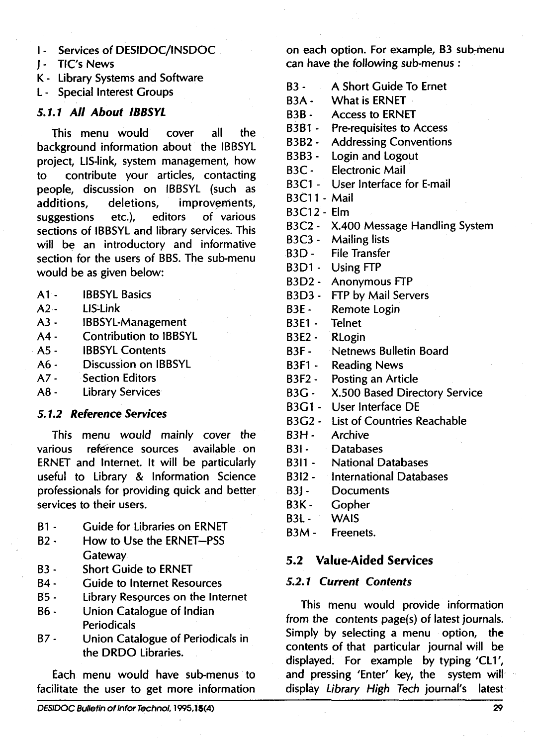- I - Services of DESIDOC/INSDOC
- J - TIC's News
- K - Library Systems and Software
- L - Special Interest Groups

### *5.1.1 All About IBBSYL*

This menu would cover all the background information about the IBBSYL project, LIS-link, system management, how to contribute your articles, contacting people, discussion on IBBSYL (such as additions, deletions, improvements, suggestions etc.), editors of various sections of IBBSYL and library services. This will be an introductory and informative section for the users of BBS. The sub-menu would be as given below:

- A1 - IBBSYL Basics
- A2 - LIS-Link
- A3 - IBBSYL-Management
- A4 - Contribution to IBBSYL
- A5 - IBBSYL Contents
- A6 - Discussion on IBBSYL
- A7 - Section Editors
- A8 - Library Services

### *5.1.2 Reference Services*

This menu would mainly cover the various reference sources available on ERNET and Internet. It will be particularly useful to Library & Information Science professionals for providing quick and better services to their users.

- B1 - Guide for Libraries on ERNET
- B2 - How to Use the ERNET–PSS Gateway
- B3 - Short Guide to ERNET
- B4 - Guide to Internet Resources
- B5 - Library Resources on the Internet
- B6 - Union Catalogue of Indian Periodicals
- B7 - Union Catalogue of Periodicals in the DRDO Libraries.

Each menu would have sub-menus to facilitate the user to get more information on each option. For example, B3 sub-menu can have the following sub-menus :

- B3 - A Short Guide To Ernet
- B3A - What is ERNET
- B3B - Access to ERNET
- B3B1 - Pre-requisites to Access
- B3B2 - Addressing Conventions
- B3B3 - Login and Logout
- B3C - Electronic Mail
- B3C1 - User Interface for E-mail
- B3C11 - Mail
- B3C12 - Elm
- B3C2 - X.400 Message Handling System
- B3C3 - Mailing lists
- B3D - File Transfer
- B3D1 - Using FTP
- B3D2 - Anonymous FTP
- B3D3 - FTP by Mail Servers
- B3E - Remote Login
- B3E1 - Telnet
- B3E2 - RLogin
- B3F - Netnews Bulletin Board
- B3F1 - Reading News
- B3F2 - Posting an Article
- B3G - X.500 Based Directory Service
- B3G1 - User Interface DE
- B3G2 - List of Countries Reachable
- B3H - Archive
- B3I - Databases
- B3I1 - National Databases
- B3I2 - International Databases
- B3J - Documents
- B3K - Gopher
- B3L - WAIS
- B3M - Freenets.

## 5.2 Value-Aided Services

### *5.2.1 Current Contents*

This menu would provide information from the contents page(s) of latest journals. Simply by selecting a menu option, the contents of that particular journal will be displayed. For example by typing 'CL1', and pressing 'Enter' key, the system will display *Library High Tech* journal's latest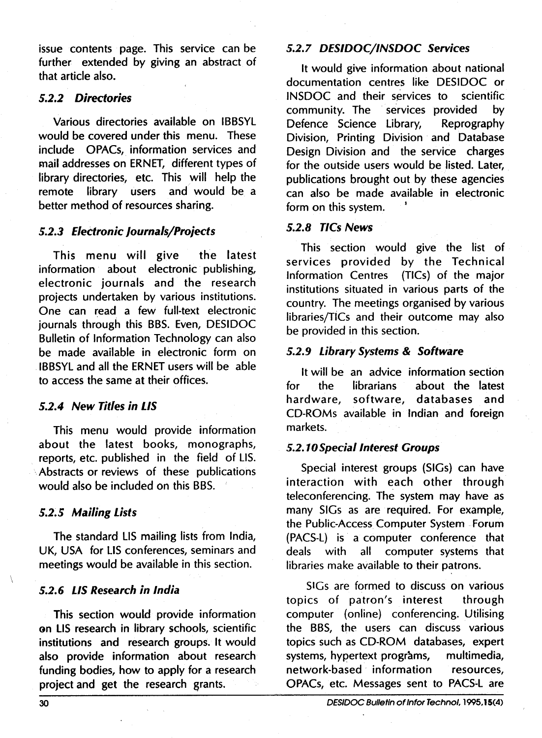issue contents page. This service can be further extended by giving an abstract of that article also.

#### *5.2.2 Directories*

Various directories available on IBBSYL would be covered under this menu. These include OPACs, information services and mail addresses on ERNET, different types of library directories, etc. This will help the remote library users and would be a better method of resources sharing.

#### *5.2.3 Electronic Journals/Projects*

This menu will give the latest information about electronic publishing, electronic journals and the research projects undertaken by various institutions. One can read a few full-text electronic journals through this BBS. Even, DESIDOC Bulletin of Information Technology can also be made available in electronic form on IBBSYL and all the ERNET users will be able to access the same at their offices.

#### *5.2.4 New Titles in LIS*

This menu would provide information about the latest books, monographs, reports, etc. published in the field of LIS. Abstracts or reviews of these publications would also be included on this BBS.

#### *5.2.5 Mailing Lists*

The standard LIS mailing lists from India, UK, USA for LIS conferences, seminars and meetings would be available in this section.

#### *5.2.6 LIS Research in India*

This section would provide information on LIS research in library schools, scientific institutions and research groups. It would also provide information about research funding bodies, how to apply for a research project and get the research grants.

#### *5.2.7 DESIDOC/INSDOC Services*

It would give information about national documentation centres like DESIDOC or INSDOC and their services to scientific community. The services provided by Defence Science Library, Reprography Division, Printing Division and Database Design Division and the service charges for the outside users would be listed. Later, publications brought out by these agencies can also be made available in electronic form on this system.

#### *5.2.8 TICs News*

This section would give the list of services provided by the Technical Information Centres (TICs) of the major institutions situated in various parts of the country. The meetings organised by various libraries/TICs and their outcome may also be provided in this section.

#### *5.2.9 Library Systems & Software*

It will be an advice information section for the librarians about the latest hardware, software, databases and CD-ROMs available in Indian and foreign markets.

#### *5.2.10 Special Interest Groups*

Special interest groups (SIGs) can have interaction with each other through teleconferencing. The system may have as many SIGs as are required. For example, the Public-Access Computer System Forum (PACS-L) is a computer conference that deals with all computer systems that libraries make available to their patrons.

SIGs are formed to discuss on various topics of patron's interest through computer (online) conferencing. Utilising the BBS, the users can discuss various topics such as CD-ROM databases, expert systems, hypertext programs, multimedia, network-based information resources, OPACs, etc. Messages sent to PACS-L are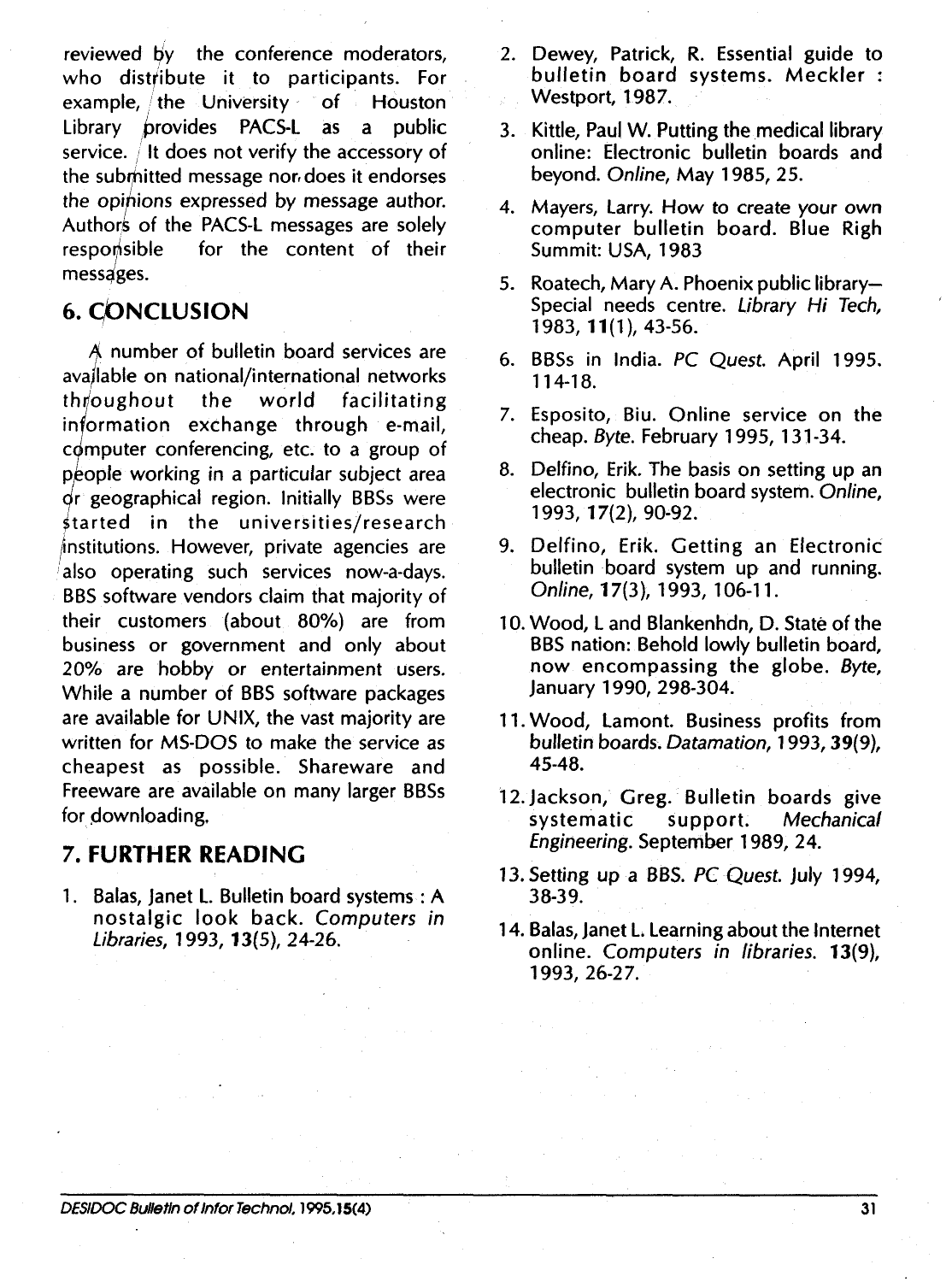reviewed by the conference moderators, who distribute it to participants. For example, the University of Houston Library provides PACS-L as a public service. It does not verify the accessory of the submitted message nor does it endorses the opinions expressed by message author. Authors of the PACS-L messages are solely responsible for the content of their messages.

## 6. CONCLUSION

A number of bulletin board services are available on national/international networks throughout the world facilitating information exchange through e-mail, computer conferencing, etc. to a group of people working in a particular subject area or geographical region. Initially BBSs were started in the universities/research institutions. However, private agencies are also operating such services now-a-days. BBS software vendors claim that majority of their customers (about 80%) are from business or government and only about 20% are hobby or entertainment users. While a number of BBS software packages are available for UNIX, the vast majority are written for MS-DOS to make the service as cheapest as possible. Shareware and Freeware are available on many larger BBSs for downloading.

## 7. FURTHER READING

1. Balas, Janet L. Bulletin board systems : A nostalgic look back. *Computers in Libraries*, 1993, **13**(5), 24-26.
2. Dewey, Patrick, R. Essential guide to bulletin board systems. Meckler : Westport, 1987.
3. Kittle, Paul W. Putting the medical library online: Electronic bulletin boards and beyond. *Online*, May 1985, 25.
4. Mayers, Larry. How to create your own computer bulletin board. Blue Righ Summit: USA, 1983
5. Roatech, Mary A. Phoenix public library—Special needs centre. *Library Hi Tech*, 1983, **11**(1), 43-56.
6. BBSs in India. *PC Quest*. April 1995. 114-18.
7. Esposito, Biu. Online service on the cheap. *Byte*. February 1995, 131-34.
8. Delfino, Erik. The basis on setting up an electronic bulletin board system. *Online*, 1993, **17**(2), 90-92.
9. Delfino, Erik. Getting an Electronic bulletin board system up and running. *Online*, **17**(3), 1993, 106-11.
10. Wood, L and Blankenhdn, D. State of the BBS nation: Behold lowly bulletin board, now encompassing the globe. *Byte*, January 1990, 298-304.
11. Wood, Lamont. Business profits from bulletin boards. *Datamation*, 1993, **39**(9), 45-48.
12. Jackson, Greg. Bulletin boards give systematic support. *Mechanical Engineering*. September 1989, 24.
13. Setting up a BBS. *PC Quest*. July 1994, 38-39.
14. Balas, Janet L. Learning about the Internet online. *Computers in libraries*. **13**(9), 1993, 26-27.